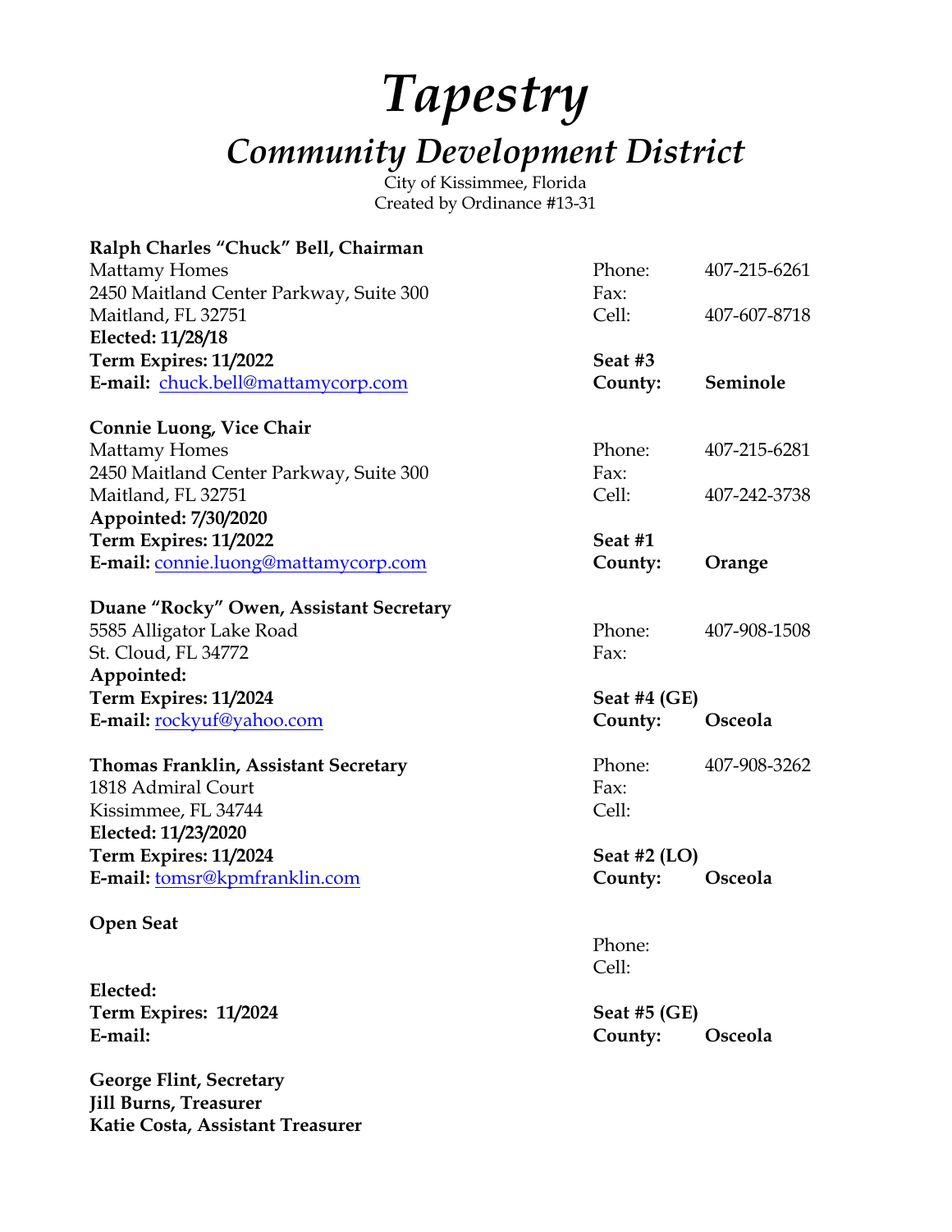# *Tapestry*

## *Community Development District*

City of Kissimmee, Florida
Created by Ordinance #13-31

| | | |
|---|---|---|
| **Ralph Charles "Chuck" Bell, Chairman** | | |
| Mattamy Homes | Phone: | 407-215-6261 |
| 2450 Maitland Center Parkway, Suite 300 | Fax: | |
| Maitland, FL 32751 | Cell: | 407-607-8718 |
| **Elected: 11/28/18** | | |
| **Term Expires: 11/2022** | **Seat #3** | |
| **E-mail:** chuck.bell@mattamycorp.com | **County:** | **Seminole** |

| | | |
|---|---|---|
| **Connie Luong, Vice Chair** | | |
| Mattamy Homes | Phone: | 407-215-6281 |
| 2450 Maitland Center Parkway, Suite 300 | Fax: | |
| Maitland, FL 32751 | Cell: | 407-242-3738 |
| **Appointed: 7/30/2020** | | |
| **Term Expires: 11/2022** | **Seat #1** | |
| **E-mail:** connie.luong@mattamycorp.com | **County:** | **Orange** |

| | | |
|---|---|---|
| **Duane "Rocky" Owen, Assistant Secretary** | | |
| 5585 Alligator Lake Road | Phone: | 407-908-1508 |
| St. Cloud, FL 34772 | Fax: | |
| **Appointed:** | | |
| **Term Expires: 11/2024** | **Seat #4 (GE)** | |
| **E-mail:** rockyuf@yahoo.com | **County:** | **Osceola** |

| | | |
|---|---|---|
| **Thomas Franklin, Assistant Secretary** | Phone: | 407-908-3262 |
| 1818 Admiral Court | Fax: | |
| Kissimmee, FL 34744 | Cell: | |
| **Elected: 11/23/2020** | | |
| **Term Expires: 11/2024** | **Seat #2 (LO)** | |
| **E-mail:** tomsr@kpmfranklin.com | **County:** | **Osceola** |

| | | |
|---|---|---|
| **Open Seat** | | |
| | Phone: | |
| | Cell: | |
| **Elected:** | | |
| **Term Expires: 11/2024** | **Seat #5 (GE)** | |
| **E-mail:** | **County:** | **Osceola** |

**George Flint, Secretary**
**Jill Burns, Treasurer**
**Katie Costa, Assistant Treasurer**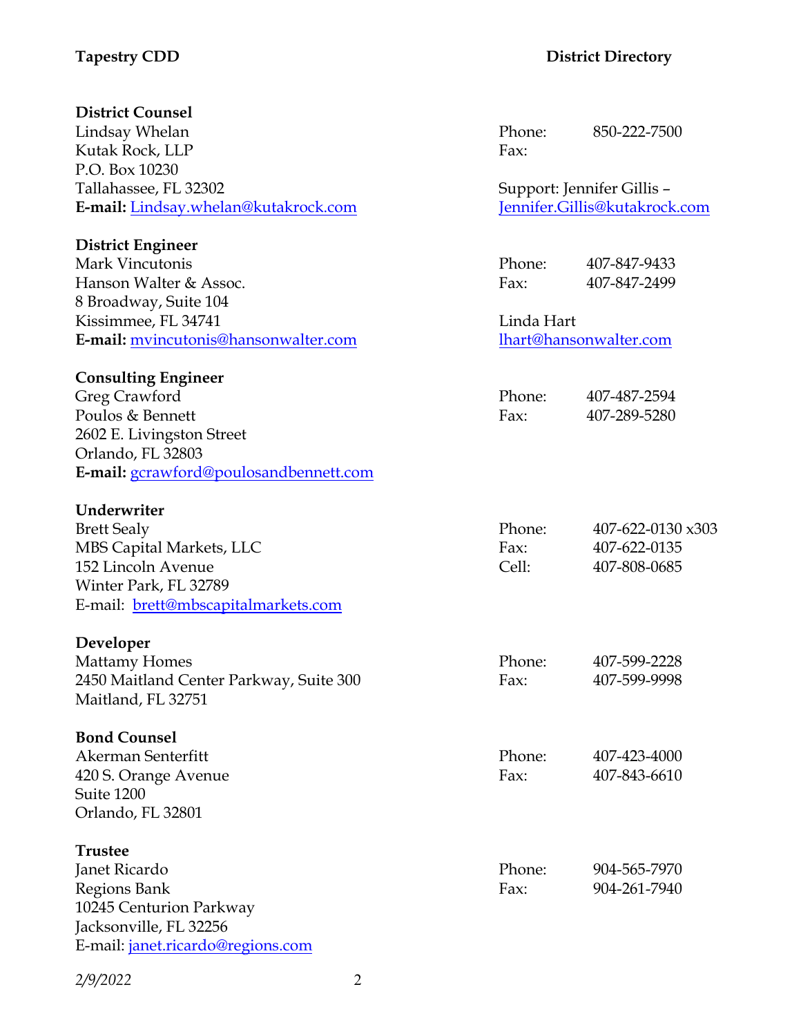**Tapestry CDD** **District Directory**

**District Counsel**
Lindsay Whelan
Kutak Rock, LLP
P.O. Box 10230
Tallahassee, FL 32302
**E-mail:** Lindsay.whelan@kutakrock.com

Phone: 850-222-7500
Fax:

Support: Jennifer Gillis – Jennifer.Gillis@kutakrock.com

**District Engineer**
Mark Vincutonis
Hanson Walter & Assoc.
8 Broadway, Suite 104
Kissimmee, FL 34741
**E-mail:** mvincutonis@hansonwalter.com

Phone: 407-847-9433
Fax: 407-847-2499

Linda Hart
lhart@hansonwalter.com

**Consulting Engineer**
Greg Crawford
Poulos & Bennett
2602 E. Livingston Street
Orlando, FL 32803
**E-mail:** gcrawford@poulosandbennett.com

Phone: 407-487-2594
Fax: 407-289-5280

**Underwriter**
Brett Sealy
MBS Capital Markets, LLC
152 Lincoln Avenue
Winter Park, FL 32789
E-mail: brett@mbscapitalmarkets.com

Phone: 407-622-0130 x303
Fax: 407-622-0135
Cell: 407-808-0685

**Developer**
Mattamy Homes
2450 Maitland Center Parkway, Suite 300
Maitland, FL 32751

Phone: 407-599-2228
Fax: 407-599-9998

**Bond Counsel**
Akerman Senterfitt
420 S. Orange Avenue
Suite 1200
Orlando, FL 32801

Phone: 407-423-4000
Fax: 407-843-6610

**Trustee**
Janet Ricardo
Regions Bank
10245 Centurion Parkway
Jacksonville, FL 32256
E-mail: janet.ricardo@regions.com

Phone: 904-565-7970
Fax: 904-261-7940

*2/9/2022*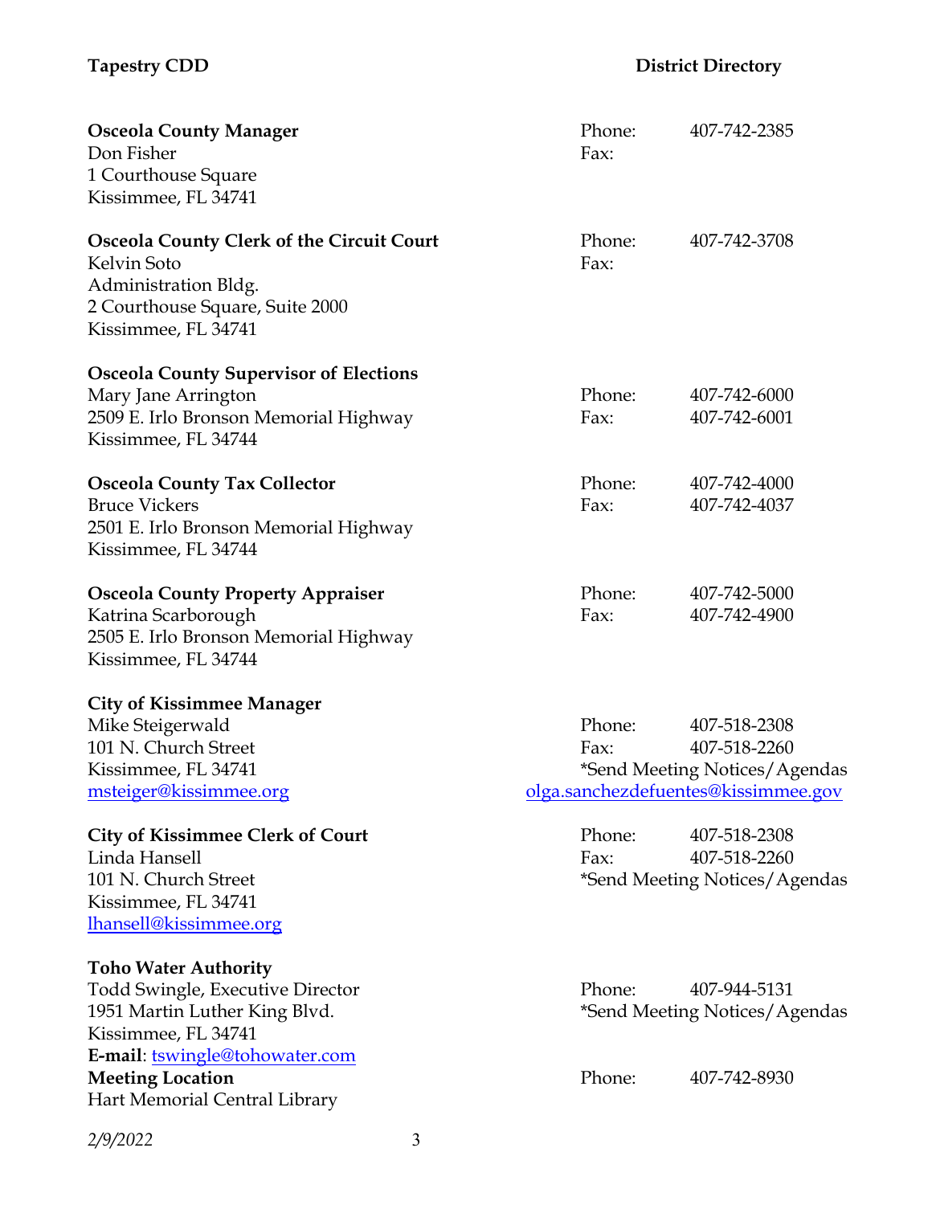**Osceola County Manager**
Don Fisher
1 Courthouse Square
Kissimmee, FL 34741

Phone: 407-742-2385
Fax:

**Osceola County Clerk of the Circuit Court**
Kelvin Soto
Administration Bldg.
2 Courthouse Square, Suite 2000
Kissimmee, FL 34741

Phone: 407-742-3708
Fax:

**Osceola County Supervisor of Elections**
Mary Jane Arrington
2509 E. Irlo Bronson Memorial Highway
Kissimmee, FL 34744

Phone: 407-742-6000
Fax: 407-742-6001

**Osceola County Tax Collector**
Bruce Vickers
2501 E. Irlo Bronson Memorial Highway
Kissimmee, FL 34744

Phone: 407-742-4000
Fax: 407-742-4037

**Osceola County Property Appraiser**
Katrina Scarborough
2505 E. Irlo Bronson Memorial Highway
Kissimmee, FL 34744

Phone: 407-742-5000
Fax: 407-742-4900

**City of Kissimmee Manager**
Mike Steigerwald
101 N. Church Street
Kissimmee, FL 34741
msteiger@kissimmee.org

Phone: 407-518-2308
Fax: 407-518-2260
*Send Meeting Notices/Agendas
olga.sanchezdefuentes@kissimmee.gov

**City of Kissimmee Clerk of Court**
Linda Hansell
101 N. Church Street
Kissimmee, FL 34741
lhansell@kissimmee.org

Phone: 407-518-2308
Fax: 407-518-2260
*Send Meeting Notices/Agendas

**Toho Water Authority**
Todd Swingle, Executive Director
1951 Martin Luther King Blvd.
Kissimmee, FL 34741
**E-mail**: tswingle@tohowater.com

Phone: 407-944-5131
*Send Meeting Notices/Agendas

**Meeting Location**
Hart Memorial Central Library

Phone: 407-742-8930

*2/9/2022*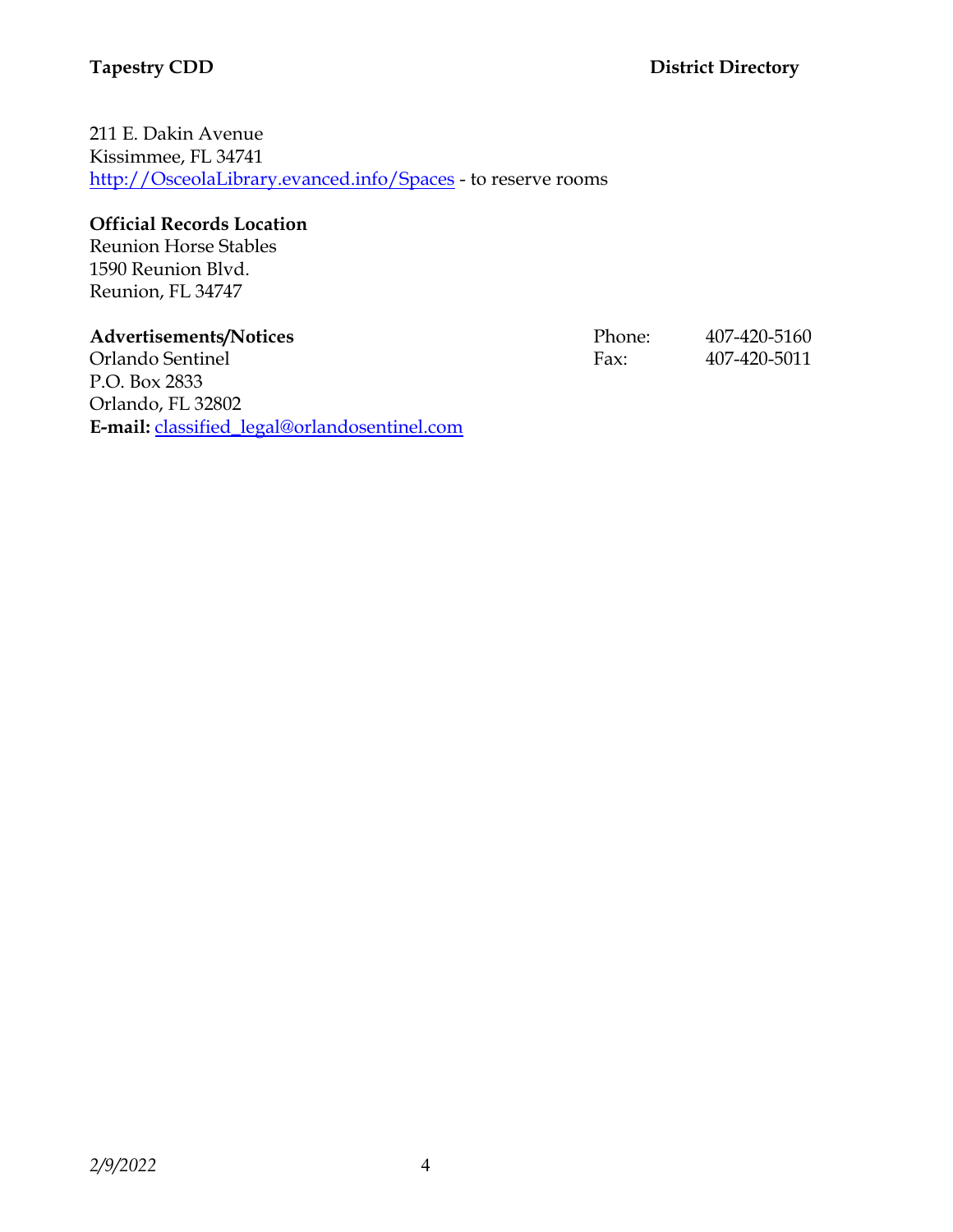211 E. Dakin Avenue
Kissimmee, FL 34741
http://OsceolaLibrary.evanced.info/Spaces - to reserve rooms

**Official Records Location**
Reunion Horse Stables
1590 Reunion Blvd.
Reunion, FL 34747

**Advertisements/Notices**
Orlando Sentinel
P.O. Box 2833
Orlando, FL 32802
**E-mail:** classified_legal@orlandosentinel.com

Phone: 407-420-5160
Fax: 407-420-5011